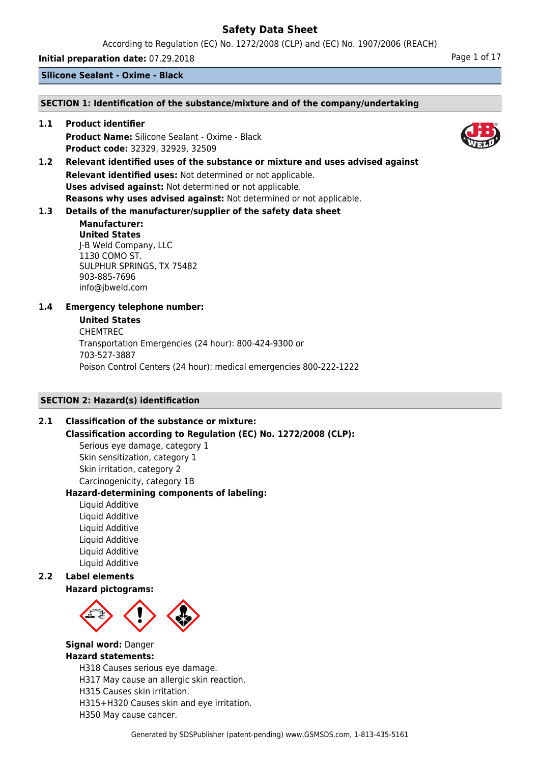# Safety Data Sheet

According to Regulation (EC) No. 1272/2008 (CLP) and (EC) No. 1907/2006 (REACH)

**Initial preparation date:** 07.29.2018

**Silicone Sealant - Oxime - Black**

## SECTION 1: Identification of the substance/mixture and of the company/undertaking

**1.1 Product identifier**

**Product Name:** Silicone Sealant - Oxime - Black
**Product code:** 32329, 32929, 32509

**1.2 Relevant identified uses of the substance or mixture and uses advised against**

**Relevant identified uses:** Not determined or not applicable.
**Uses advised against:** Not determined or not applicable.
**Reasons why uses advised against:** Not determined or not applicable.

**1.3 Details of the manufacturer/supplier of the safety data sheet**

**Manufacturer:**
**United States**
J-B Weld Company, LLC
1130 COMO ST.
SULPHUR SPRINGS, TX 75482
903-885-7696
info@jbweld.com

**1.4 Emergency telephone number:**

**United States**
CHEMTREC
Transportation Emergencies (24 hour): 800-424-9300 or
703-527-3887
Poison Control Centers (24 hour): medical emergencies 800-222-1222

## SECTION 2: Hazard(s) identification

**2.1 Classification of the substance or mixture:**

**Classification according to Regulation (EC) No. 1272/2008 (CLP):**

Serious eye damage, category 1
Skin sensitization, category 1
Skin irritation, category 2
Carcinogenicity, category 1B

**Hazard-determining components of labeling:**

Liquid Additive
Liquid Additive
Liquid Additive
Liquid Additive
Liquid Additive
Liquid Additive

**2.2 Label elements**

**Hazard pictograms:**

**Signal word:** Danger

**Hazard statements:**

H318 Causes serious eye damage.
H317 May cause an allergic skin reaction.
H315 Causes skin irritation.
H315+H320 Causes skin and eye irritation.
H350 May cause cancer.

Generated by SDSPublisher (patent-pending) www.GSMSDS.com, 1-813-435-5161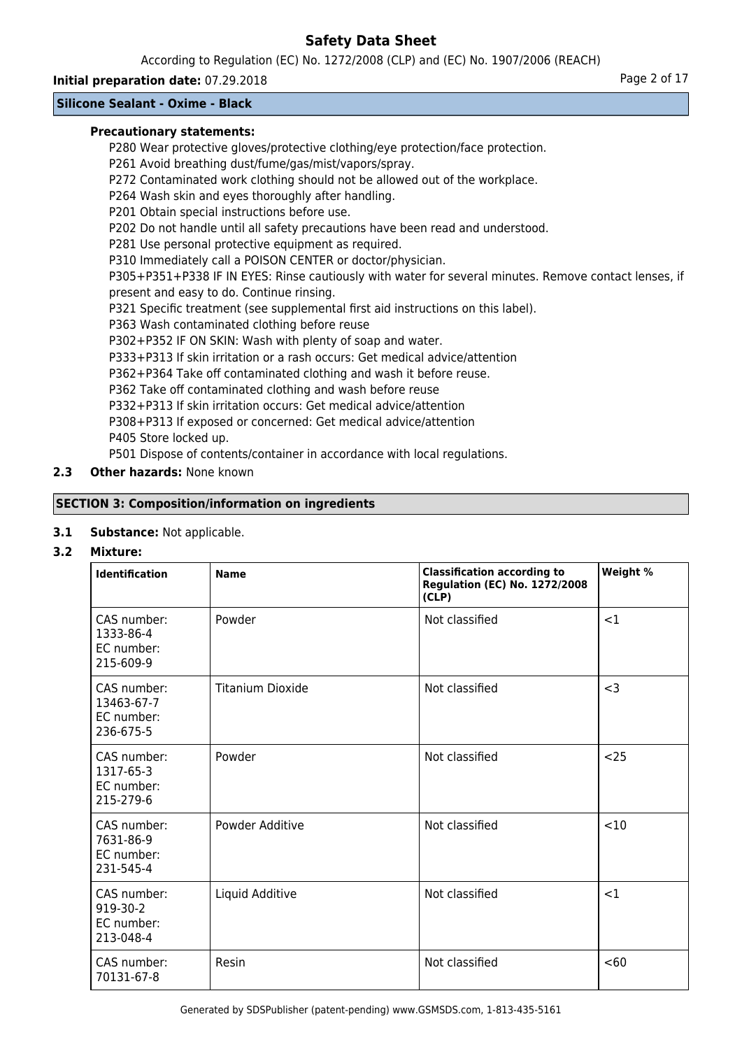**Silicone Sealant - Oxime - Black**

**Precautionary statements:**

P280 Wear protective gloves/protective clothing/eye protection/face protection.
P261 Avoid breathing dust/fume/gas/mist/vapors/spray.
P272 Contaminated work clothing should not be allowed out of the workplace.
P264 Wash skin and eyes thoroughly after handling.
P201 Obtain special instructions before use.
P202 Do not handle until all safety precautions have been read and understood.
P281 Use personal protective equipment as required.
P310 Immediately call a POISON CENTER or doctor/physician.
P305+P351+P338 IF IN EYES: Rinse cautiously with water for several minutes. Remove contact lenses, if present and easy to do. Continue rinsing.
P321 Specific treatment (see supplemental first aid instructions on this label).
P363 Wash contaminated clothing before reuse
P302+P352 IF ON SKIN: Wash with plenty of soap and water.
P333+P313 If skin irritation or a rash occurs: Get medical advice/attention
P362+P364 Take off contaminated clothing and wash it before reuse.
P362 Take off contaminated clothing and wash before reuse
P332+P313 If skin irritation occurs: Get medical advice/attention
P308+P313 If exposed or concerned: Get medical advice/attention
P405 Store locked up.
P501 Dispose of contents/container in accordance with local regulations.

**2.3 Other hazards:** None known

## SECTION 3: Composition/information on ingredients

**3.1 Substance:** Not applicable.

**3.2 Mixture:**

| Identification | Name | Classification according to Regulation (EC) No. 1272/2008 (CLP) | Weight % |
|---|---|---|---|
| CAS number: 1333-86-4 EC number: 215-609-9 | Powder | Not classified | <1 |
| CAS number: 13463-67-7 EC number: 236-675-5 | Titanium Dioxide | Not classified | <3 |
| CAS number: 1317-65-3 EC number: 215-279-6 | Powder | Not classified | <25 |
| CAS number: 7631-86-9 EC number: 231-545-4 | Powder Additive | Not classified | <10 |
| CAS number: 919-30-2 EC number: 213-048-4 | Liquid Additive | Not classified | <1 |
| CAS number: 70131-67-8 | Resin | Not classified | <60 |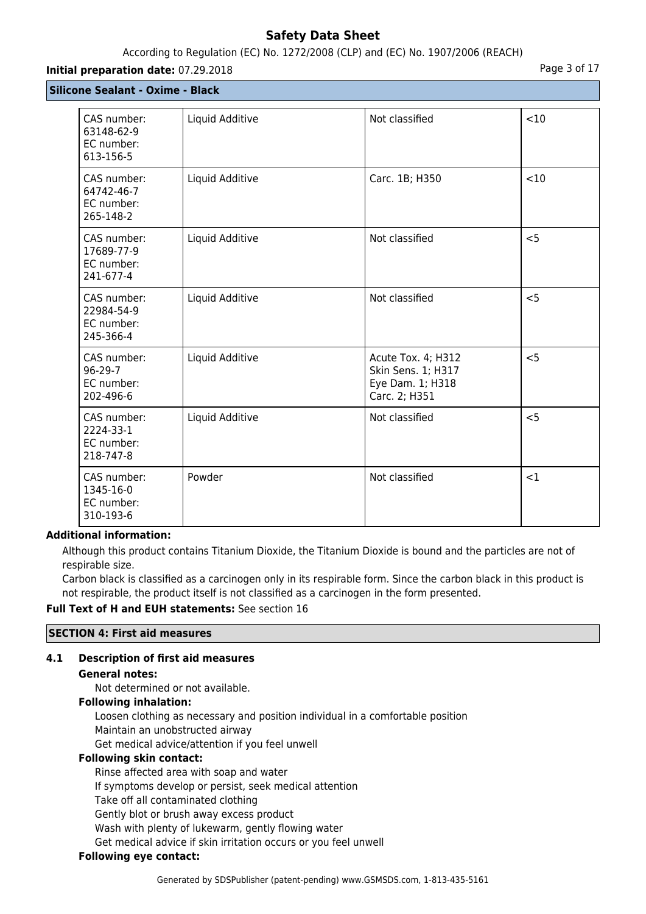## Silicone Sealant - Oxime - Black

| | | | |
|---|---|---|---|
| CAS number: 63148-62-9 EC number: 613-156-5 | Liquid Additive | Not classified | <10 |
| CAS number: 64742-46-7 EC number: 265-148-2 | Liquid Additive | Carc. 1B; H350 | <10 |
| CAS number: 17689-77-9 EC number: 241-677-4 | Liquid Additive | Not classified | <5 |
| CAS number: 22984-54-9 EC number: 245-366-4 | Liquid Additive | Not classified | <5 |
| CAS number: 96-29-7 EC number: 202-496-6 | Liquid Additive | Acute Tox. 4; H312 Skin Sens. 1; H317 Eye Dam. 1; H318 Carc. 2; H351 | <5 |
| CAS number: 2224-33-1 EC number: 218-747-8 | Liquid Additive | Not classified | <5 |
| CAS number: 1345-16-0 EC number: 310-193-6 | Powder | Not classified | <1 |

**Additional information:**

Although this product contains Titanium Dioxide, the Titanium Dioxide is bound and the particles are not of respirable size.

Carbon black is classified as a carcinogen only in its respirable form. Since the carbon black in this product is not respirable, the product itself is not classified as a carcinogen in the form presented.

**Full Text of H and EUH statements:** See section 16

## SECTION 4: First aid measures

### 4.1 Description of first aid measures

**General notes:**

Not determined or not available.

**Following inhalation:**

Loosen clothing as necessary and position individual in a comfortable position

Maintain an unobstructed airway

Get medical advice/attention if you feel unwell

**Following skin contact:**

Rinse affected area with soap and water

If symptoms develop or persist, seek medical attention

Take off all contaminated clothing

Gently blot or brush away excess product

Wash with plenty of lukewarm, gently flowing water

Get medical advice if skin irritation occurs or you feel unwell

**Following eye contact:**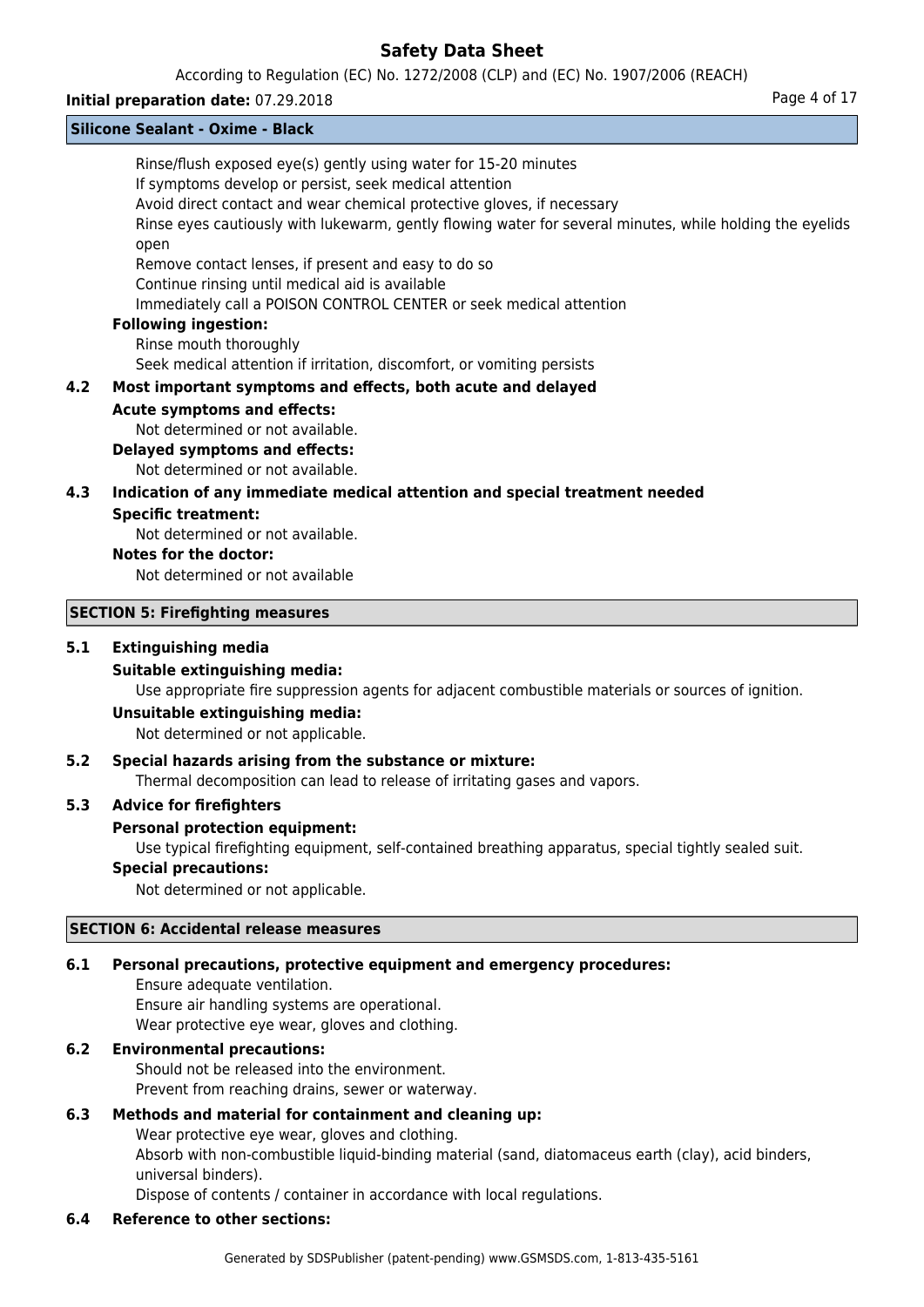Rinse/flush exposed eye(s) gently using water for 15-20 minutes
If symptoms develop or persist, seek medical attention
Avoid direct contact and wear chemical protective gloves, if necessary
Rinse eyes cautiously with lukewarm, gently flowing water for several minutes, while holding the eyelids open
Remove contact lenses, if present and easy to do so
Continue rinsing until medical aid is available
Immediately call a POISON CONTROL CENTER or seek medical attention

**Following ingestion:**

Rinse mouth thoroughly
Seek medical attention if irritation, discomfort, or vomiting persists

### 4.2 Most important symptoms and effects, both acute and delayed

**Acute symptoms and effects:**

Not determined or not available.

**Delayed symptoms and effects:**

Not determined or not available.

### 4.3 Indication of any immediate medical attention and special treatment needed

**Specific treatment:**

Not determined or not available.

**Notes for the doctor:**

Not determined or not available

## SECTION 5: Firefighting measures

### 5.1 Extinguishing media

**Suitable extinguishing media:**

Use appropriate fire suppression agents for adjacent combustible materials or sources of ignition.

**Unsuitable extinguishing media:**

Not determined or not applicable.

### 5.2 Special hazards arising from the substance or mixture:

Thermal decomposition can lead to release of irritating gases and vapors.

### 5.3 Advice for firefighters

**Personal protection equipment:**

Use typical firefighting equipment, self-contained breathing apparatus, special tightly sealed suit.

**Special precautions:**

Not determined or not applicable.

## SECTION 6: Accidental release measures

### 6.1 Personal precautions, protective equipment and emergency procedures:

Ensure adequate ventilation.
Ensure air handling systems are operational.
Wear protective eye wear, gloves and clothing.

### 6.2 Environmental precautions:

Should not be released into the environment.
Prevent from reaching drains, sewer or waterway.

### 6.3 Methods and material for containment and cleaning up:

Wear protective eye wear, gloves and clothing.
Absorb with non-combustible liquid-binding material (sand, diatomaceus earth (clay), acid binders, universal binders).
Dispose of contents / container in accordance with local regulations.

### 6.4 Reference to other sections: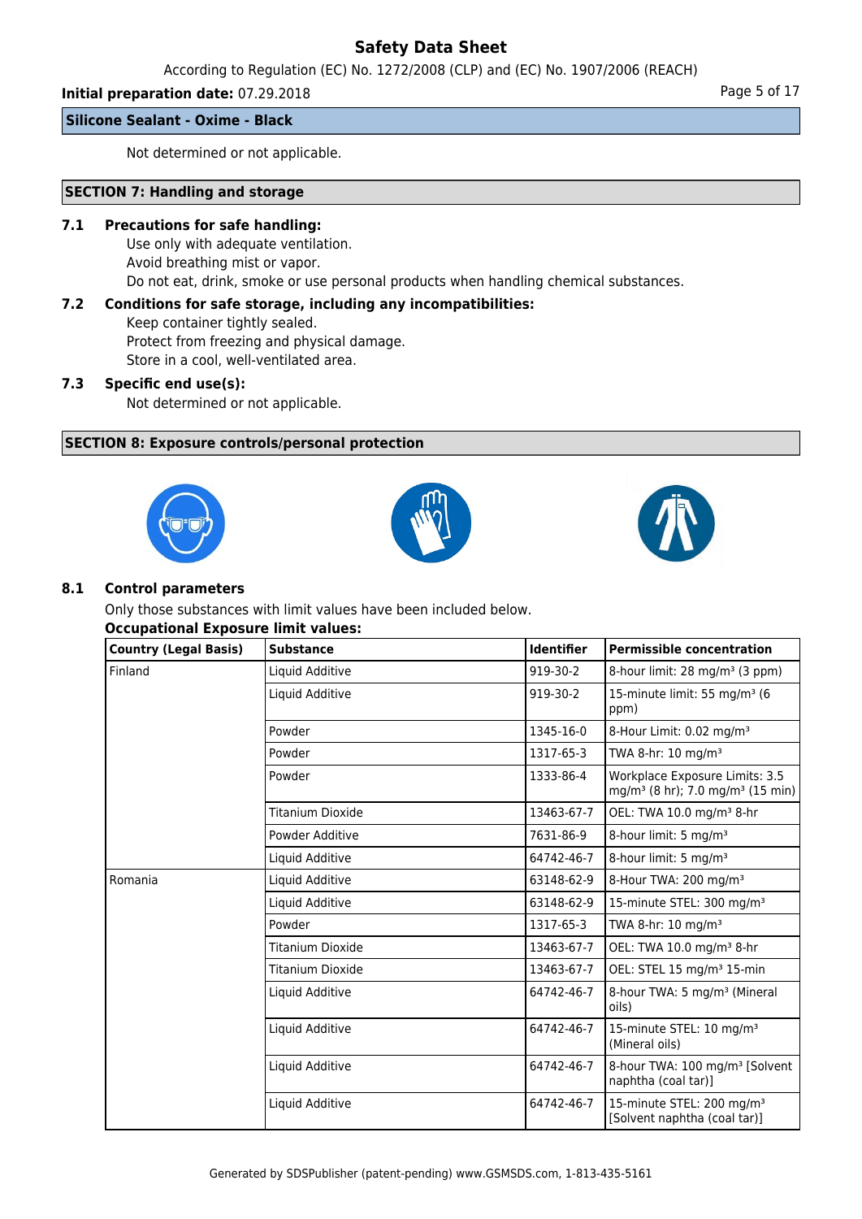Not determined or not applicable.

## SECTION 7: Handling and storage

### 7.1 Precautions for safe handling:

Use only with adequate ventilation.
Avoid breathing mist or vapor.
Do not eat, drink, smoke or use personal products when handling chemical substances.

### 7.2 Conditions for safe storage, including any incompatibilities:

Keep container tightly sealed.
Protect from freezing and physical damage.
Store in a cool, well-ventilated area.

### 7.3 Specific end use(s):

Not determined or not applicable.

## SECTION 8: Exposure controls/personal protection

### 8.1 Control parameters

Only those substances with limit values have been included below.

**Occupational Exposure limit values:**

| Country (Legal Basis) | Substance | Identifier | Permissible concentration |
|---|---|---|---|
| Finland | Liquid Additive | 919-30-2 | 8-hour limit: 28 mg/m³ (3 ppm) |
| | Liquid Additive | 919-30-2 | 15-minute limit: 55 mg/m³ (6 ppm) |
| | Powder | 1345-16-0 | 8-Hour Limit: 0.02 mg/m³ |
| | Powder | 1317-65-3 | TWA 8-hr: 10 mg/m³ |
| | Powder | 1333-86-4 | Workplace Exposure Limits: 3.5 mg/m³ (8 hr); 7.0 mg/m³ (15 min) |
| | Titanium Dioxide | 13463-67-7 | OEL: TWA 10.0 mg/m³ 8-hr |
| | Powder Additive | 7631-86-9 | 8-hour limit: 5 mg/m³ |
| | Liquid Additive | 64742-46-7 | 8-hour limit: 5 mg/m³ |
| Romania | Liquid Additive | 63148-62-9 | 8-Hour TWA: 200 mg/m³ |
| | Liquid Additive | 63148-62-9 | 15-minute STEL: 300 mg/m³ |
| | Powder | 1317-65-3 | TWA 8-hr: 10 mg/m³ |
| | Titanium Dioxide | 13463-67-7 | OEL: TWA 10.0 mg/m³ 8-hr |
| | Titanium Dioxide | 13463-67-7 | OEL: STEL 15 mg/m³ 15-min |
| | Liquid Additive | 64742-46-7 | 8-hour TWA: 5 mg/m³ (Mineral oils) |
| | Liquid Additive | 64742-46-7 | 15-minute STEL: 10 mg/m³ (Mineral oils) |
| | Liquid Additive | 64742-46-7 | 8-hour TWA: 100 mg/m³ [Solvent naphtha (coal tar)] |
| | Liquid Additive | 64742-46-7 | 15-minute STEL: 200 mg/m³ [Solvent naphtha (coal tar)] |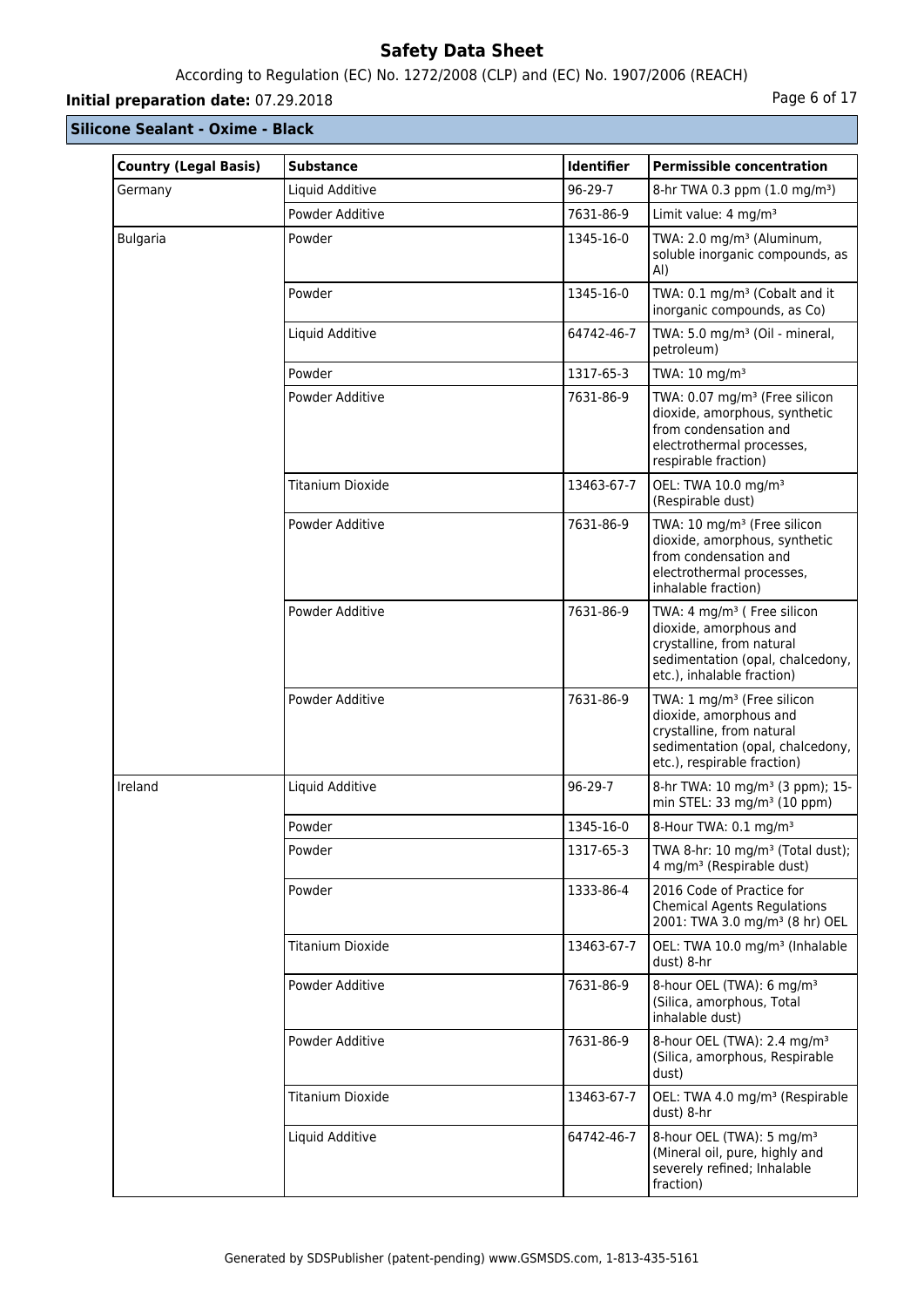## Silicone Sealant - Oxime - Black

| Country (Legal Basis) | Substance | Identifier | Permissible concentration |
|---|---|---|---|
| Germany | Liquid Additive | 96-29-7 | 8-hr TWA 0.3 ppm (1.0 mg/m³) |
| | Powder Additive | 7631-86-9 | Limit value: 4 mg/m³ |
| Bulgaria | Powder | 1345-16-0 | TWA: 2.0 mg/m³ (Aluminum, soluble inorganic compounds, as Al) |
| | Powder | 1345-16-0 | TWA: 0.1 mg/m³ (Cobalt and it inorganic compounds, as Co) |
| | Liquid Additive | 64742-46-7 | TWA: 5.0 mg/m³ (Oil - mineral, petroleum) |
| | Powder | 1317-65-3 | TWA: 10 mg/m³ |
| | Powder Additive | 7631-86-9 | TWA: 0.07 mg/m³ (Free silicon dioxide, amorphous, synthetic from condensation and electrothermal processes, respirable fraction) |
| | Titanium Dioxide | 13463-67-7 | OEL: TWA 10.0 mg/m³ (Respirable dust) |
| | Powder Additive | 7631-86-9 | TWA: 10 mg/m³ (Free silicon dioxide, amorphous, synthetic from condensation and electrothermal processes, inhalable fraction) |
| | Powder Additive | 7631-86-9 | TWA: 4 mg/m³ ( Free silicon dioxide, amorphous and crystalline, from natural sedimentation (opal, chalcedony, etc.), inhalable fraction) |
| | Powder Additive | 7631-86-9 | TWA: 1 mg/m³ (Free silicon dioxide, amorphous and crystalline, from natural sedimentation (opal, chalcedony, etc.), respirable fraction) |
| Ireland | Liquid Additive | 96-29-7 | 8-hr TWA: 10 mg/m³ (3 ppm); 15-min STEL: 33 mg/m³ (10 ppm) |
| | Powder | 1345-16-0 | 8-Hour TWA: 0.1 mg/m³ |
| | Powder | 1317-65-3 | TWA 8-hr: 10 mg/m³ (Total dust); 4 mg/m³ (Respirable dust) |
| | Powder | 1333-86-4 | 2016 Code of Practice for Chemical Agents Regulations 2001: TWA 3.0 mg/m³ (8 hr) OEL |
| | Titanium Dioxide | 13463-67-7 | OEL: TWA 10.0 mg/m³ (Inhalable dust) 8-hr |
| | Powder Additive | 7631-86-9 | 8-hour OEL (TWA): 6 mg/m³ (Silica, amorphous, Total inhalable dust) |
| | Powder Additive | 7631-86-9 | 8-hour OEL (TWA): 2.4 mg/m³ (Silica, amorphous, Respirable dust) |
| | Titanium Dioxide | 13463-67-7 | OEL: TWA 4.0 mg/m³ (Respirable dust) 8-hr |
| | Liquid Additive | 64742-46-7 | 8-hour OEL (TWA): 5 mg/m³ (Mineral oil, pure, highly and severely refined; Inhalable fraction) |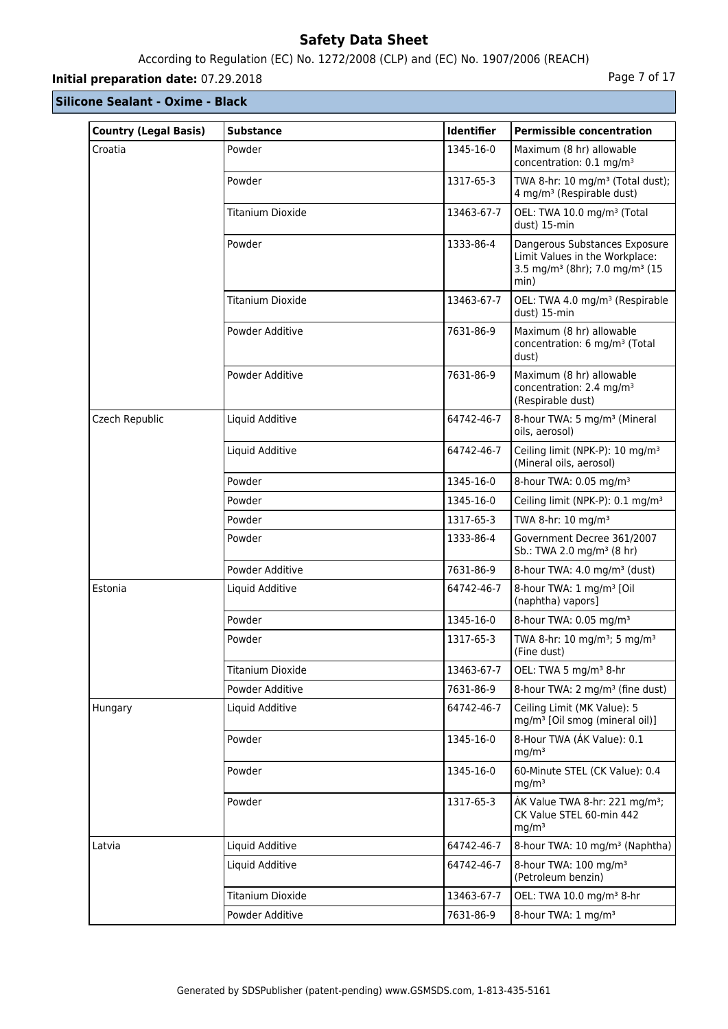## Silicone Sealant - Oxime - Black

| Country (Legal Basis) | Substance | Identifier | Permissible concentration |
|---|---|---|---|
| Croatia | Powder | 1345-16-0 | Maximum (8 hr) allowable concentration: 0.1 mg/m³ |
| | Powder | 1317-65-3 | TWA 8-hr: 10 mg/m³ (Total dust); 4 mg/m³ (Respirable dust) |
| | Titanium Dioxide | 13463-67-7 | OEL: TWA 10.0 mg/m³ (Total dust) 15-min |
| | Powder | 1333-86-4 | Dangerous Substances Exposure Limit Values in the Workplace: 3.5 mg/m³ (8hr); 7.0 mg/m³ (15 min) |
| | Titanium Dioxide | 13463-67-7 | OEL: TWA 4.0 mg/m³ (Respirable dust) 15-min |
| | Powder Additive | 7631-86-9 | Maximum (8 hr) allowable concentration: 6 mg/m³ (Total dust) |
| | Powder Additive | 7631-86-9 | Maximum (8 hr) allowable concentration: 2.4 mg/m³ (Respirable dust) |
| Czech Republic | Liquid Additive | 64742-46-7 | 8-hour TWA: 5 mg/m³ (Mineral oils, aerosol) |
| | Liquid Additive | 64742-46-7 | Ceiling limit (NPK-P): 10 mg/m³ (Mineral oils, aerosol) |
| | Powder | 1345-16-0 | 8-hour TWA: 0.05 mg/m³ |
| | Powder | 1345-16-0 | Ceiling limit (NPK-P): 0.1 mg/m³ |
| | Powder | 1317-65-3 | TWA 8-hr: 10 mg/m³ |
| | Powder | 1333-86-4 | Government Decree 361/2007 Sb.: TWA 2.0 mg/m³ (8 hr) |
| | Powder Additive | 7631-86-9 | 8-hour TWA: 4.0 mg/m³ (dust) |
| Estonia | Liquid Additive | 64742-46-7 | 8-hour TWA: 1 mg/m³ [Oil (naphtha) vapors] |
| | Powder | 1345-16-0 | 8-hour TWA: 0.05 mg/m³ |
| | Powder | 1317-65-3 | TWA 8-hr: 10 mg/m³; 5 mg/m³ (Fine dust) |
| | Titanium Dioxide | 13463-67-7 | OEL: TWA 5 mg/m³ 8-hr |
| | Powder Additive | 7631-86-9 | 8-hour TWA: 2 mg/m³ (fine dust) |
| Hungary | Liquid Additive | 64742-46-7 | Ceiling Limit (MK Value): 5 mg/m³ [Oil smog (mineral oil)] |
| | Powder | 1345-16-0 | 8-Hour TWA (ÁK Value): 0.1 mg/m³ |
| | Powder | 1345-16-0 | 60-Minute STEL (CK Value): 0.4 mg/m³ |
| | Powder | 1317-65-3 | ÁK Value TWA 8-hr: 221 mg/m³; CK Value STEL 60-min 442 mg/m³ |
| Latvia | Liquid Additive | 64742-46-7 | 8-hour TWA: 10 mg/m³ (Naphtha) |
| | Liquid Additive | 64742-46-7 | 8-hour TWA: 100 mg/m³ (Petroleum benzin) |
| | Titanium Dioxide | 13463-67-7 | OEL: TWA 10.0 mg/m³ 8-hr |
| | Powder Additive | 7631-86-9 | 8-hour TWA: 1 mg/m³ |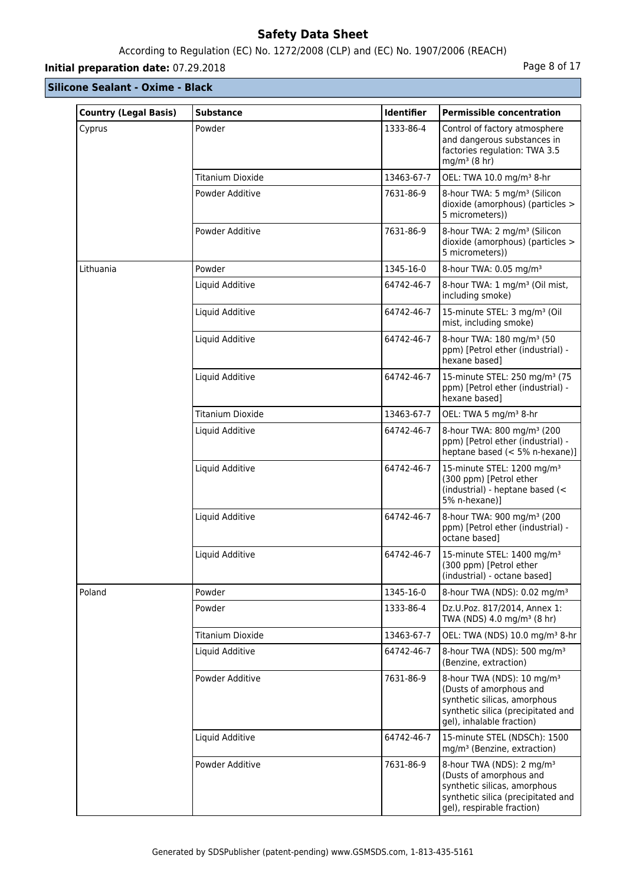## Silicone Sealant - Oxime - Black

| Country (Legal Basis) | Substance | Identifier | Permissible concentration |
|---|---|---|---|
| Cyprus | Powder | 1333-86-4 | Control of factory atmosphere and dangerous substances in factories regulation: TWA 3.5 mg/m³ (8 hr) |
| | Titanium Dioxide | 13463-67-7 | OEL: TWA 10.0 mg/m³ 8-hr |
| | Powder Additive | 7631-86-9 | 8-hour TWA: 5 mg/m³ (Silicon dioxide (amorphous) (particles > 5 micrometers)) |
| | Powder Additive | 7631-86-9 | 8-hour TWA: 2 mg/m³ (Silicon dioxide (amorphous) (particles > 5 micrometers)) |
| Lithuania | Powder | 1345-16-0 | 8-hour TWA: 0.05 mg/m³ |
| | Liquid Additive | 64742-46-7 | 8-hour TWA: 1 mg/m³ (Oil mist, including smoke) |
| | Liquid Additive | 64742-46-7 | 15-minute STEL: 3 mg/m³ (Oil mist, including smoke) |
| | Liquid Additive | 64742-46-7 | 8-hour TWA: 180 mg/m³ (50 ppm) [Petrol ether (industrial) - hexane based] |
| | Liquid Additive | 64742-46-7 | 15-minute STEL: 250 mg/m³ (75 ppm) [Petrol ether (industrial) - hexane based] |
| | Titanium Dioxide | 13463-67-7 | OEL: TWA 5 mg/m³ 8-hr |
| | Liquid Additive | 64742-46-7 | 8-hour TWA: 800 mg/m³ (200 ppm) [Petrol ether (industrial) - heptane based (< 5% n-hexane)] |
| | Liquid Additive | 64742-46-7 | 15-minute STEL: 1200 mg/m³ (300 ppm) [Petrol ether (industrial) - heptane based (< 5% n-hexane)] |
| | Liquid Additive | 64742-46-7 | 8-hour TWA: 900 mg/m³ (200 ppm) [Petrol ether (industrial) - octane based] |
| | Liquid Additive | 64742-46-7 | 15-minute STEL: 1400 mg/m³ (300 ppm) [Petrol ether (industrial) - octane based] |
| Poland | Powder | 1345-16-0 | 8-hour TWA (NDS): 0.02 mg/m³ |
| | Powder | 1333-86-4 | Dz.U.Poz. 817/2014, Annex 1: TWA (NDS) 4.0 mg/m³ (8 hr) |
| | Titanium Dioxide | 13463-67-7 | OEL: TWA (NDS) 10.0 mg/m³ 8-hr |
| | Liquid Additive | 64742-46-7 | 8-hour TWA (NDS): 500 mg/m³ (Benzine, extraction) |
| | Powder Additive | 7631-86-9 | 8-hour TWA (NDS): 10 mg/m³ (Dusts of amorphous and synthetic silicas, amorphous synthetic silica (precipitated and gel), inhalable fraction) |
| | Liquid Additive | 64742-46-7 | 15-minute STEL (NDSCh): 1500 mg/m³ (Benzine, extraction) |
| | Powder Additive | 7631-86-9 | 8-hour TWA (NDS): 2 mg/m³ (Dusts of amorphous and synthetic silicas, amorphous synthetic silica (precipitated and gel), respirable fraction) |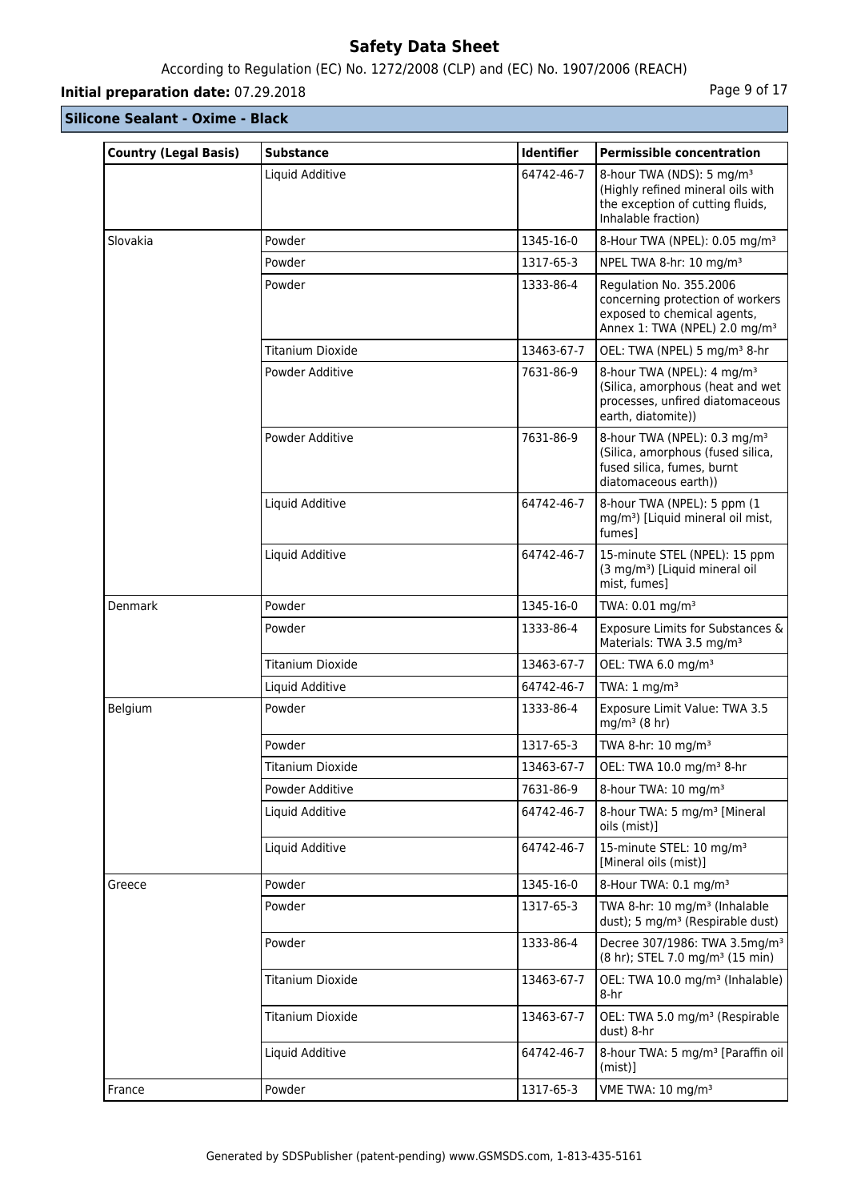## Silicone Sealant - Oxime - Black

| Country (Legal Basis) | Substance | Identifier | Permissible concentration |
|---|---|---|---|
| | Liquid Additive | 64742-46-7 | 8-hour TWA (NDS): 5 mg/m³ (Highly refined mineral oils with the exception of cutting fluids, Inhalable fraction) |
| Slovakia | Powder | 1345-16-0 | 8-Hour TWA (NPEL): 0.05 mg/m³ |
| | Powder | 1317-65-3 | NPEL TWA 8-hr: 10 mg/m³ |
| | Powder | 1333-86-4 | Regulation No. 355.2006 concerning protection of workers exposed to chemical agents, Annex 1: TWA (NPEL) 2.0 mg/m³ |
| | Titanium Dioxide | 13463-67-7 | OEL: TWA (NPEL) 5 mg/m³ 8-hr |
| | Powder Additive | 7631-86-9 | 8-hour TWA (NPEL): 4 mg/m³ (Silica, amorphous (heat and wet processes, unfired diatomaceous earth, diatomite)) |
| | Powder Additive | 7631-86-9 | 8-hour TWA (NPEL): 0.3 mg/m³ (Silica, amorphous (fused silica, fused silica, fumes, burnt diatomaceous earth)) |
| | Liquid Additive | 64742-46-7 | 8-hour TWA (NPEL): 5 ppm (1 mg/m³) [Liquid mineral oil mist, fumes] |
| | Liquid Additive | 64742-46-7 | 15-minute STEL (NPEL): 15 ppm (3 mg/m³) [Liquid mineral oil mist, fumes] |
| Denmark | Powder | 1345-16-0 | TWA: 0.01 mg/m³ |
| | Powder | 1333-86-4 | Exposure Limits for Substances & Materials: TWA 3.5 mg/m³ |
| | Titanium Dioxide | 13463-67-7 | OEL: TWA 6.0 mg/m³ |
| | Liquid Additive | 64742-46-7 | TWA: 1 mg/m³ |
| Belgium | Powder | 1333-86-4 | Exposure Limit Value: TWA 3.5 mg/m³ (8 hr) |
| | Powder | 1317-65-3 | TWA 8-hr: 10 mg/m³ |
| | Titanium Dioxide | 13463-67-7 | OEL: TWA 10.0 mg/m³ 8-hr |
| | Powder Additive | 7631-86-9 | 8-hour TWA: 10 mg/m³ |
| | Liquid Additive | 64742-46-7 | 8-hour TWA: 5 mg/m³ [Mineral oils (mist)] |
| | Liquid Additive | 64742-46-7 | 15-minute STEL: 10 mg/m³ [Mineral oils (mist)] |
| Greece | Powder | 1345-16-0 | 8-Hour TWA: 0.1 mg/m³ |
| | Powder | 1317-65-3 | TWA 8-hr: 10 mg/m³ (Inhalable dust); 5 mg/m³ (Respirable dust) |
| | Powder | 1333-86-4 | Decree 307/1986: TWA 3.5mg/m³ (8 hr); STEL 7.0 mg/m³ (15 min) |
| | Titanium Dioxide | 13463-67-7 | OEL: TWA 10.0 mg/m³ (Inhalable) 8-hr |
| | Titanium Dioxide | 13463-67-7 | OEL: TWA 5.0 mg/m³ (Respirable dust) 8-hr |
| | Liquid Additive | 64742-46-7 | 8-hour TWA: 5 mg/m³ [Paraffin oil (mist)] |
| France | Powder | 1317-65-3 | VME TWA: 10 mg/m³ |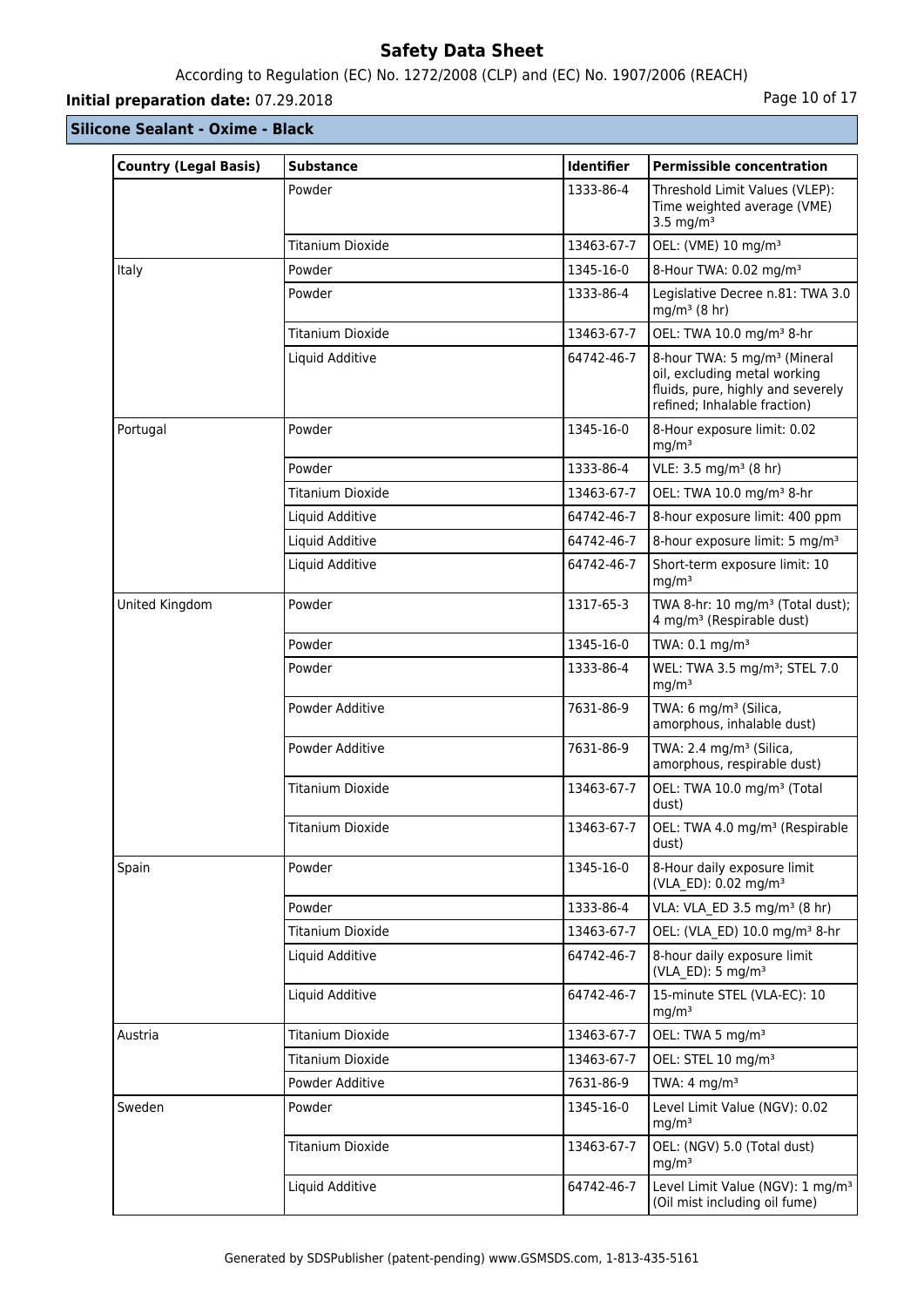**Silicone Sealant - Oxime - Black**

| Country (Legal Basis) | Substance | Identifier | Permissible concentration |
|---|---|---|---|
| | Powder | 1333-86-4 | Threshold Limit Values (VLEP): Time weighted average (VME) 3.5 mg/m³ |
| | Titanium Dioxide | 13463-67-7 | OEL: (VME) 10 mg/m³ |
| Italy | Powder | 1345-16-0 | 8-Hour TWA: 0.02 mg/m³ |
| | Powder | 1333-86-4 | Legislative Decree n.81: TWA 3.0 mg/m³ (8 hr) |
| | Titanium Dioxide | 13463-67-7 | OEL: TWA 10.0 mg/m³ 8-hr |
| | Liquid Additive | 64742-46-7 | 8-hour TWA: 5 mg/m³ (Mineral oil, excluding metal working fluids, pure, highly and severely refined; Inhalable fraction) |
| Portugal | Powder | 1345-16-0 | 8-Hour exposure limit: 0.02 mg/m³ |
| | Powder | 1333-86-4 | VLE: 3.5 mg/m³ (8 hr) |
| | Titanium Dioxide | 13463-67-7 | OEL: TWA 10.0 mg/m³ 8-hr |
| | Liquid Additive | 64742-46-7 | 8-hour exposure limit: 400 ppm |
| | Liquid Additive | 64742-46-7 | 8-hour exposure limit: 5 mg/m³ |
| | Liquid Additive | 64742-46-7 | Short-term exposure limit: 10 mg/m³ |
| United Kingdom | Powder | 1317-65-3 | TWA 8-hr: 10 mg/m³ (Total dust); 4 mg/m³ (Respirable dust) |
| | Powder | 1345-16-0 | TWA: 0.1 mg/m³ |
| | Powder | 1333-86-4 | WEL: TWA 3.5 mg/m³; STEL 7.0 mg/m³ |
| | Powder Additive | 7631-86-9 | TWA: 6 mg/m³ (Silica, amorphous, inhalable dust) |
| | Powder Additive | 7631-86-9 | TWA: 2.4 mg/m³ (Silica, amorphous, respirable dust) |
| | Titanium Dioxide | 13463-67-7 | OEL: TWA 10.0 mg/m³ (Total dust) |
| | Titanium Dioxide | 13463-67-7 | OEL: TWA 4.0 mg/m³ (Respirable dust) |
| Spain | Powder | 1345-16-0 | 8-Hour daily exposure limit (VLA_ED): 0.02 mg/m³ |
| | Powder | 1333-86-4 | VLA: VLA_ED 3.5 mg/m³ (8 hr) |
| | Titanium Dioxide | 13463-67-7 | OEL: (VLA_ED) 10.0 mg/m³ 8-hr |
| | Liquid Additive | 64742-46-7 | 8-hour daily exposure limit (VLA_ED): 5 mg/m³ |
| | Liquid Additive | 64742-46-7 | 15-minute STEL (VLA-EC): 10 mg/m³ |
| Austria | Titanium Dioxide | 13463-67-7 | OEL: TWA 5 mg/m³ |
| | Titanium Dioxide | 13463-67-7 | OEL: STEL 10 mg/m³ |
| | Powder Additive | 7631-86-9 | TWA: 4 mg/m³ |
| Sweden | Powder | 1345-16-0 | Level Limit Value (NGV): 0.02 mg/m³ |
| | Titanium Dioxide | 13463-67-7 | OEL: (NGV) 5.0 (Total dust) mg/m³ |
| | Liquid Additive | 64742-46-7 | Level Limit Value (NGV): 1 mg/m³ (Oil mist including oil fume) |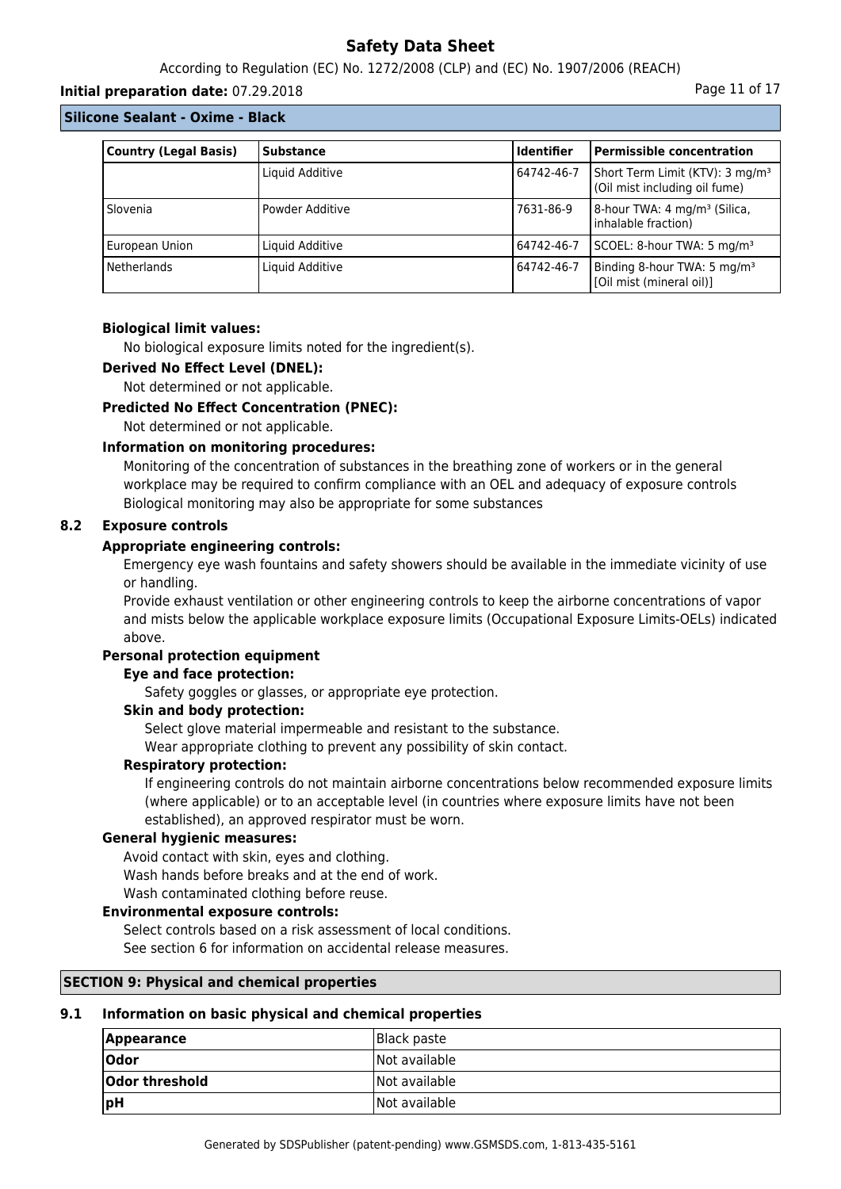**Silicone Sealant - Oxime - Black**

| Country (Legal Basis) | Substance | Identifier | Permissible concentration |
|---|---|---|---|
| | Liquid Additive | 64742-46-7 | Short Term Limit (KTV): 3 mg/m³ (Oil mist including oil fume) |
| Slovenia | Powder Additive | 7631-86-9 | 8-hour TWA: 4 mg/m³ (Silica, inhalable fraction) |
| European Union | Liquid Additive | 64742-46-7 | SCOEL: 8-hour TWA: 5 mg/m³ |
| Netherlands | Liquid Additive | 64742-46-7 | Binding 8-hour TWA: 5 mg/m³ [Oil mist (mineral oil)] |

**Biological limit values:**

No biological exposure limits noted for the ingredient(s).

**Derived No Effect Level (DNEL):**

Not determined or not applicable.

**Predicted No Effect Concentration (PNEC):**

Not determined or not applicable.

**Information on monitoring procedures:**

Monitoring of the concentration of substances in the breathing zone of workers or in the general workplace may be required to confirm compliance with an OEL and adequacy of exposure controls
Biological monitoring may also be appropriate for some substances

## 8.2 Exposure controls

**Appropriate engineering controls:**

Emergency eye wash fountains and safety showers should be available in the immediate vicinity of use or handling.
Provide exhaust ventilation or other engineering controls to keep the airborne concentrations of vapor and mists below the applicable workplace exposure limits (Occupational Exposure Limits-OELs) indicated above.

**Personal protection equipment**

**Eye and face protection:**

Safety goggles or glasses, or appropriate eye protection.

**Skin and body protection:**

Select glove material impermeable and resistant to the substance.
Wear appropriate clothing to prevent any possibility of skin contact.

**Respiratory protection:**

If engineering controls do not maintain airborne concentrations below recommended exposure limits (where applicable) or to an acceptable level (in countries where exposure limits have not been established), an approved respirator must be worn.

**General hygienic measures:**

Avoid contact with skin, eyes and clothing.
Wash hands before breaks and at the end of work.
Wash contaminated clothing before reuse.

**Environmental exposure controls:**

Select controls based on a risk assessment of local conditions.
See section 6 for information on accidental release measures.

# SECTION 9: Physical and chemical properties

## 9.1 Information on basic physical and chemical properties

| Property | Value |
|---|---|
| **Appearance** | Black paste |
| **Odor** | Not available |
| **Odor threshold** | Not available |
| **pH** | Not available |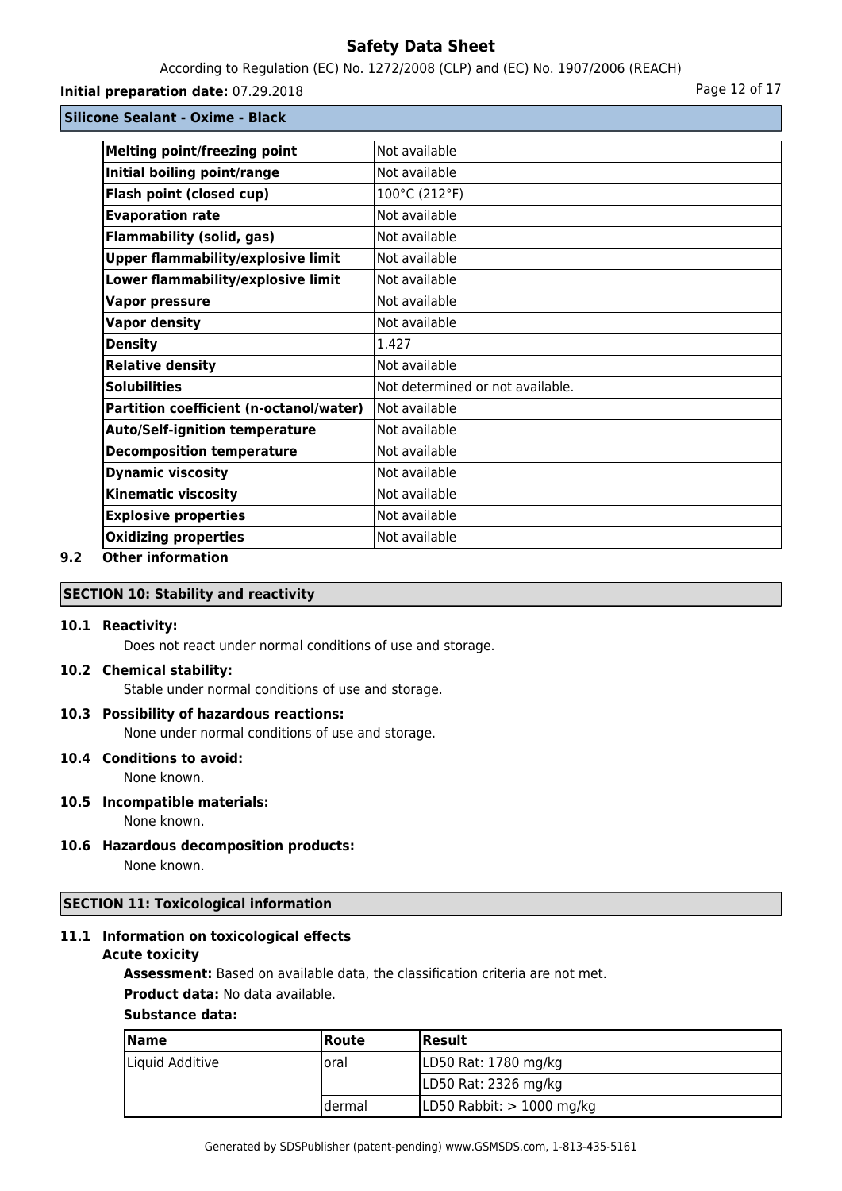| Melting point/freezing point | Not available |
|---|---|
| Initial boiling point/range | Not available |
| Flash point (closed cup) | 100°C (212°F) |
| Evaporation rate | Not available |
| Flammability (solid, gas) | Not available |
| Upper flammability/explosive limit | Not available |
| Lower flammability/explosive limit | Not available |
| Vapor pressure | Not available |
| Vapor density | Not available |
| Density | 1.427 |
| Relative density | Not available |
| Solubilities | Not determined or not available. |
| Partition coefficient (n-octanol/water) | Not available |
| Auto/Self-ignition temperature | Not available |
| Decomposition temperature | Not available |
| Dynamic viscosity | Not available |
| Kinematic viscosity | Not available |
| Explosive properties | Not available |
| Oxidizing properties | Not available |

**9.2 Other information**

## SECTION 10: Stability and reactivity

**10.1 Reactivity:**

Does not react under normal conditions of use and storage.

**10.2 Chemical stability:**

Stable under normal conditions of use and storage.

**10.3 Possibility of hazardous reactions:**

None under normal conditions of use and storage.

**10.4 Conditions to avoid:**

None known.

**10.5 Incompatible materials:**

None known.

**10.6 Hazardous decomposition products:**

None known.

## SECTION 11: Toxicological information

**11.1 Information on toxicological effects**

**Acute toxicity**

**Assessment:** Based on available data, the classification criteria are not met.

**Product data:** No data available.

**Substance data:**

| Name | Route | Result |
|---|---|---|
| Liquid Additive | oral | LD50 Rat: 1780 mg/kg |
| | | LD50 Rat: 2326 mg/kg |
| | dermal | LD50 Rabbit: > 1000 mg/kg |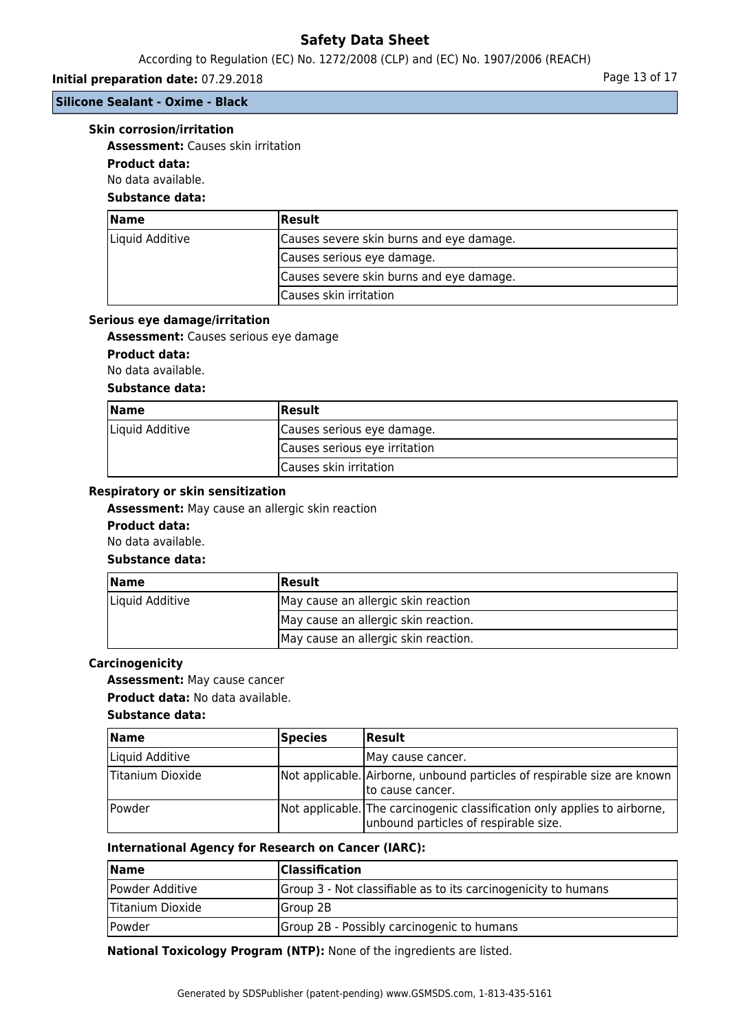### Skin corrosion/irritation

**Assessment:** Causes skin irritation

**Product data:**

No data available.

**Substance data:**

| Name | Result |
|---|---|
| Liquid Additive | Causes severe skin burns and eye damage. |
| | Causes serious eye damage. |
| | Causes severe skin burns and eye damage. |
| | Causes skin irritation |

### Serious eye damage/irritation

**Assessment:** Causes serious eye damage

**Product data:**

No data available.

**Substance data:**

| Name | Result |
|---|---|
| Liquid Additive | Causes serious eye damage. |
| | Causes serious eye irritation |
| | Causes skin irritation |

### Respiratory or skin sensitization

**Assessment:** May cause an allergic skin reaction

**Product data:**

No data available.

**Substance data:**

| Name | Result |
|---|---|
| Liquid Additive | May cause an allergic skin reaction |
| | May cause an allergic skin reaction. |
| | May cause an allergic skin reaction. |

### Carcinogenicity

**Assessment:** May cause cancer

**Product data:** No data available.

**Substance data:**

| Name | Species | Result |
|---|---|---|
| Liquid Additive | | May cause cancer. |
| Titanium Dioxide | Not applicable. | Airborne, unbound particles of respirable size are known to cause cancer. |
| Powder | Not applicable. | The carcinogenic classification only applies to airborne, unbound particles of respirable size. |

**International Agency for Research on Cancer (IARC):**

| Name | Classification |
|---|---|
| Powder Additive | Group 3 - Not classifiable as to its carcinogenicity to humans |
| Titanium Dioxide | Group 2B |
| Powder | Group 2B - Possibly carcinogenic to humans |

**National Toxicology Program (NTP):** None of the ingredients are listed.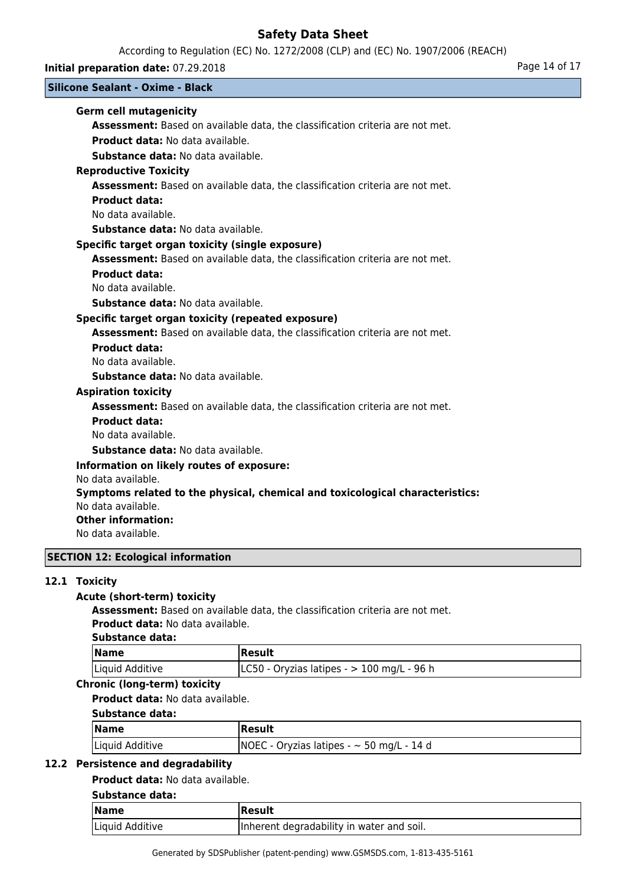**Germ cell mutagenicity**

**Assessment:** Based on available data, the classification criteria are not met.

**Product data:** No data available.

**Substance data:** No data available.

**Reproductive Toxicity**

**Assessment:** Based on available data, the classification criteria are not met.

**Product data:**

No data available.

**Substance data:** No data available.

**Specific target organ toxicity (single exposure)**

**Assessment:** Based on available data, the classification criteria are not met.

**Product data:**

No data available.

**Substance data:** No data available.

**Specific target organ toxicity (repeated exposure)**

**Assessment:** Based on available data, the classification criteria are not met.

**Product data:**

No data available.

**Substance data:** No data available.

**Aspiration toxicity**

**Assessment:** Based on available data, the classification criteria are not met.

**Product data:**

No data available.

**Substance data:** No data available.

**Information on likely routes of exposure:**

No data available.

**Symptoms related to the physical, chemical and toxicological characteristics:**

No data available.

**Other information:**

No data available.

## SECTION 12: Ecological information

### 12.1 Toxicity

**Acute (short-term) toxicity**

**Assessment:** Based on available data, the classification criteria are not met.

**Product data:** No data available.

**Substance data:**

| Name | Result |
|---|---|
| Liquid Additive | LC50 - Oryzias latipes - > 100 mg/L - 96 h |

**Chronic (long-term) toxicity**

**Product data:** No data available.

**Substance data:**

| Name | Result |
|---|---|
| Liquid Additive | NOEC - Oryzias latipes - ~ 50 mg/L - 14 d |

### 12.2 Persistence and degradability

**Product data:** No data available.

**Substance data:**

| Name | Result |
|---|---|
| Liquid Additive | Inherent degradability in water and soil. |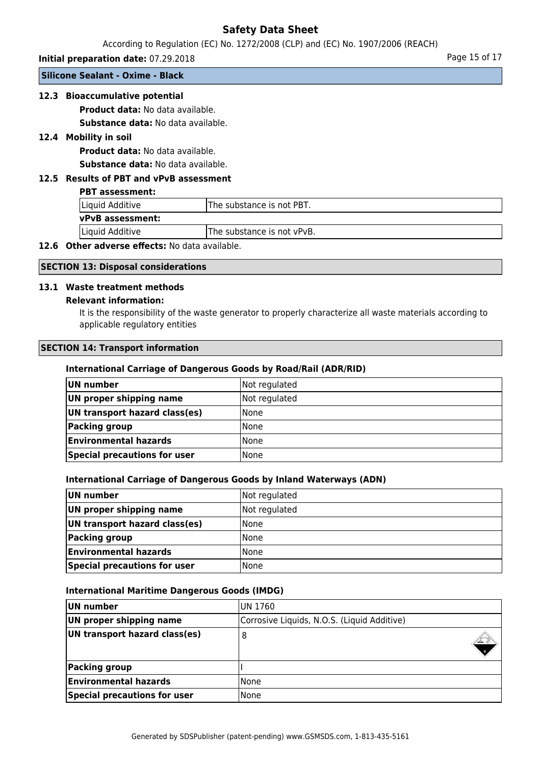**Silicone Sealant - Oxime - Black**

### 12.3 Bioaccumulative potential

**Product data:** No data available.

**Substance data:** No data available.

### 12.4 Mobility in soil

**Product data:** No data available.

**Substance data:** No data available.

### 12.5 Results of PBT and vPvB assessment

**PBT assessment:**

| Liquid Additive | The substance is not PBT. |
|---|---|

**vPvB assessment:**

| Liquid Additive | The substance is not vPvB. |
|---|---|

### 12.6 Other adverse effects: No data available.

## SECTION 13: Disposal considerations

### 13.1 Waste treatment methods

**Relevant information:**

It is the responsibility of the waste generator to properly characterize all waste materials according to applicable regulatory entities

## SECTION 14: Transport information

**International Carriage of Dangerous Goods by Road/Rail (ADR/RID)**

| UN number | Not regulated |
|---|---|
| UN proper shipping name | Not regulated |
| UN transport hazard class(es) | None |
| Packing group | None |
| Environmental hazards | None |
| Special precautions for user | None |

**International Carriage of Dangerous Goods by Inland Waterways (ADN)**

| UN number | Not regulated |
|---|---|
| UN proper shipping name | Not regulated |
| UN transport hazard class(es) | None |
| Packing group | None |
| Environmental hazards | None |
| Special precautions for user | None |

**International Maritime Dangerous Goods (IMDG)**

| UN number | UN 1760 |
|---|---|
| UN proper shipping name | Corrosive Liquids, N.O.S. (Liquid Additive) |
| UN transport hazard class(es) | 8 |
| Packing group | I |
| Environmental hazards | None |
| Special precautions for user | None |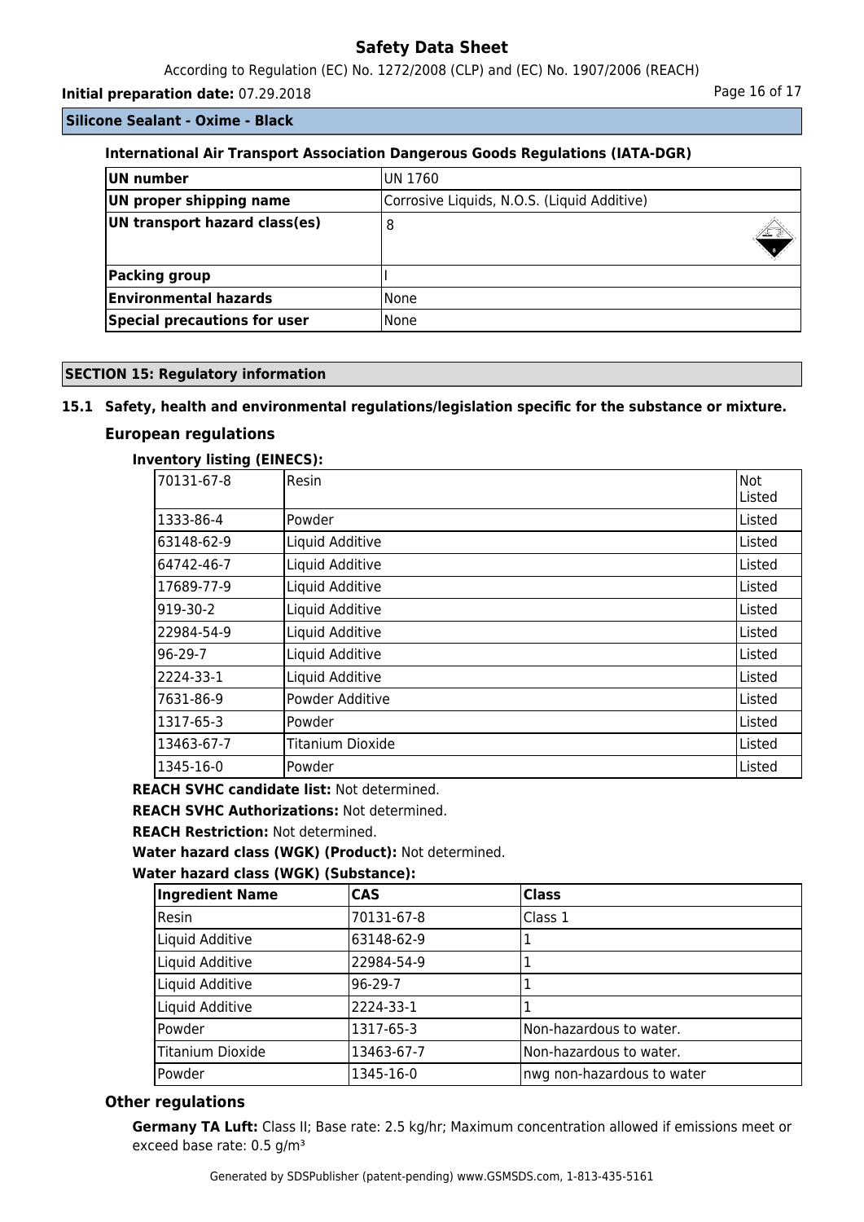**Silicone Sealant - Oxime - Black**

### International Air Transport Association Dangerous Goods Regulations (IATA-DGR)

| | |
|---|---|
| **UN number** | UN 1760 |
| **UN proper shipping name** | Corrosive Liquids, N.O.S. (Liquid Additive) |
| **UN transport hazard class(es)** | 8 |
| **Packing group** | I |
| **Environmental hazards** | None |
| **Special precautions for user** | None |

## SECTION 15: Regulatory information

### 15.1 Safety, health and environmental regulations/legislation specific for the substance or mixture.

#### European regulations

**Inventory listing (EINECS):**

| | | |
|---|---|---|
| 70131-67-8 | Resin | Not Listed |
| 1333-86-4 | Powder | Listed |
| 63148-62-9 | Liquid Additive | Listed |
| 64742-46-7 | Liquid Additive | Listed |
| 17689-77-9 | Liquid Additive | Listed |
| 919-30-2 | Liquid Additive | Listed |
| 22984-54-9 | Liquid Additive | Listed |
| 96-29-7 | Liquid Additive | Listed |
| 2224-33-1 | Liquid Additive | Listed |
| 7631-86-9 | Powder Additive | Listed |
| 1317-65-3 | Powder | Listed |
| 13463-67-7 | Titanium Dioxide | Listed |
| 1345-16-0 | Powder | Listed |

**REACH SVHC candidate list:** Not determined.

**REACH SVHC Authorizations:** Not determined.

**REACH Restriction:** Not determined.

**Water hazard class (WGK) (Product):** Not determined.

**Water hazard class (WGK) (Substance):**

| Ingredient Name | CAS | Class |
|---|---|---|
| Resin | 70131-67-8 | Class 1 |
| Liquid Additive | 63148-62-9 | 1 |
| Liquid Additive | 22984-54-9 | 1 |
| Liquid Additive | 96-29-7 | 1 |
| Liquid Additive | 2224-33-1 | 1 |
| Powder | 1317-65-3 | Non-hazardous to water. |
| Titanium Dioxide | 13463-67-7 | Non-hazardous to water. |
| Powder | 1345-16-0 | nwg non-hazardous to water |

#### Other regulations

**Germany TA Luft:** Class II; Base rate: 2.5 kg/hr; Maximum concentration allowed if emissions meet or exceed base rate: 0.5 g/m³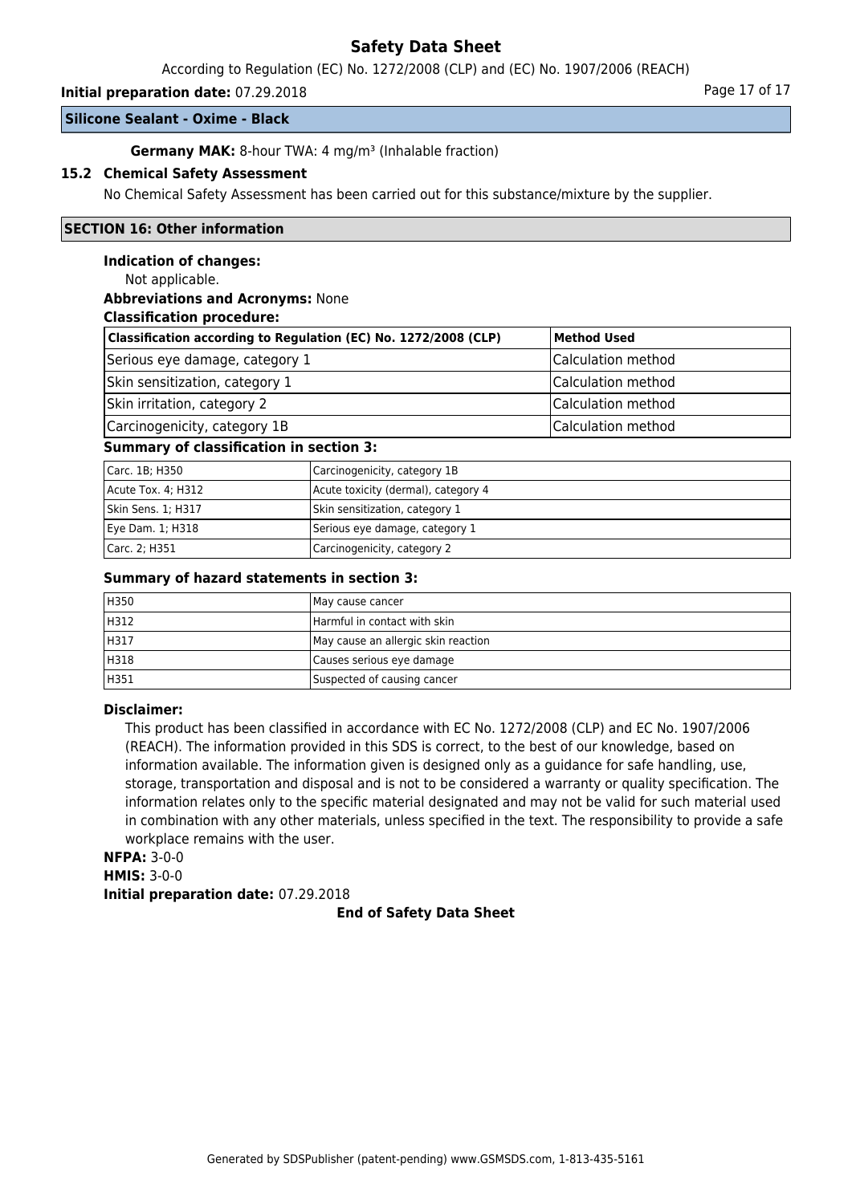**Germany MAK:** 8-hour TWA: 4 mg/m³ (Inhalable fraction)

### 15.2 Chemical Safety Assessment

No Chemical Safety Assessment has been carried out for this substance/mixture by the supplier.

## SECTION 16: Other information

**Indication of changes:**

Not applicable.

**Abbreviations and Acronyms:** None

**Classification procedure:**

| Classification according to Regulation (EC) No. 1272/2008 (CLP) | Method Used |
|---|---|
| Serious eye damage, category 1 | Calculation method |
| Skin sensitization, category 1 | Calculation method |
| Skin irritation, category 2 | Calculation method |
| Carcinogenicity, category 1B | Calculation method |

**Summary of classification in section 3:**

| | |
|---|---|
| Carc. 1B; H350 | Carcinogenicity, category 1B |
| Acute Tox. 4; H312 | Acute toxicity (dermal), category 4 |
| Skin Sens. 1; H317 | Skin sensitization, category 1 |
| Eye Dam. 1; H318 | Serious eye damage, category 1 |
| Carc. 2; H351 | Carcinogenicity, category 2 |

**Summary of hazard statements in section 3:**

| | |
|---|---|
| H350 | May cause cancer |
| H312 | Harmful in contact with skin |
| H317 | May cause an allergic skin reaction |
| H318 | Causes serious eye damage |
| H351 | Suspected of causing cancer |

**Disclaimer:**

This product has been classified in accordance with EC No. 1272/2008 (CLP) and EC No. 1907/2006 (REACH). The information provided in this SDS is correct, to the best of our knowledge, based on information available. The information given is designed only as a guidance for safe handling, use, storage, transportation and disposal and is not to be considered a warranty or quality specification. The information relates only to the specific material designated and may not be valid for such material used in combination with any other materials, unless specified in the text. The responsibility to provide a safe workplace remains with the user.

**NFPA:** 3-0-0

**HMIS:** 3-0-0

**Initial preparation date:** 07.29.2018

**End of Safety Data Sheet**